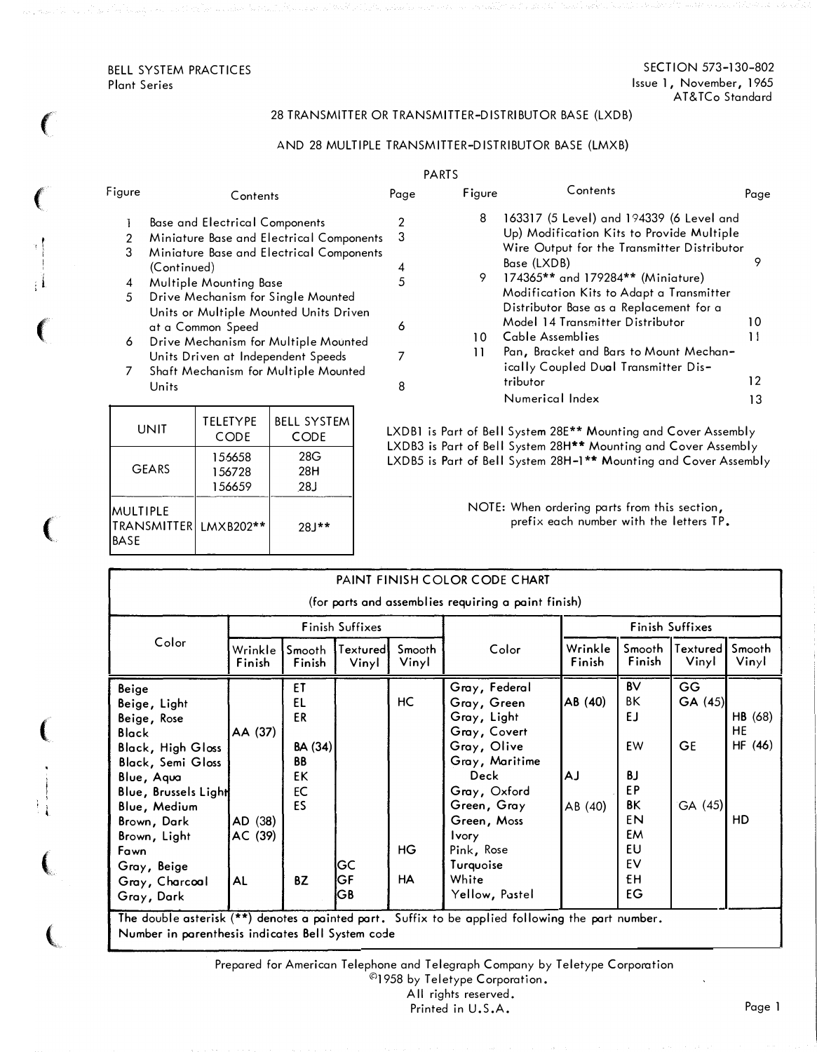BELL SYSTEM PRACTICES
Plant Series

SECTION 573-130-802
Issue 1, November, 1965
AT&TCo Standard

# 28 TRANSMITTER OR TRANSMITTER-DISTRIBUTOR BASE (LXDB)

# AND 28 MULTIPLE TRANSMITTER-DISTRIBUTOR BASE (LMXB)

## PARTS

| Figure | Contents | Page |
|---|---|---|
| 1 | Base and Electrical Components | 2 |
| 2 | Miniature Base and Electrical Components | 3 |
| 3 | Miniature Base and Electrical Components (Continued) | 4 |
| 4 | Multiple Mounting Base | 5 |
| 5 | Drive Mechanism for Single Mounted Units or Multiple Mounted Units Driven at a Common Speed | 6 |
| 6 | Drive Mechanism for Multiple Mounted Units Driven at Independent Speeds | 7 |
| 7 | Shaft Mechanism for Multiple Mounted Units | 8 |
| 8 | 163317 (5 Level) and 194339 (6 Level and Up) Modification Kits to Provide Multiple Wire Output for the Transmitter Distributor Base (LXDB) | 9 |
| 9 | 174365** and 179284** (Miniature) Modification Kits to Adapt a Transmitter Distributor Base as a Replacement for a Model 14 Transmitter Distributor | 10 |
| 10 | Cable Assemblies | 11 |
| 11 | Pan, Bracket and Bars to Mount Mechanically Coupled Dual Transmitter Distributor | 12 |
| | Numerical Index | 13 |

| UNIT | TELETYPE CODE | BELL SYSTEM CODE |
|---|---|---|
| GEARS | 156658<br>156728<br>156659 | 28G<br>28H<br>28J |
| MULTIPLE TRANSMITTER BASE | LMXB202** | 28J** |

LXDB1 is Part of Bell System 28E** Mounting and Cover Assembly
LXDB3 is Part of Bell System 28H** Mounting and Cover Assembly
LXDB5 is Part of Bell System 28H-1** Mounting and Cover Assembly

NOTE: When ordering parts from this section, prefix each number with the letters TP.

**PAINT FINISH COLOR CODE CHART**
(for parts and assemblies requiring a paint finish)

| Color | Finish Suffixes | | | | Color | Finish Suffixes | | | |
|---|---|---|---|---|---|---|---|---|---|
| | Wrinkle Finish | Smooth Finish | Textured Vinyl | Smooth Vinyl | | Wrinkle Finish | Smooth Finish | Textured Vinyl | Smooth Vinyl |
| Beige | | ET | | | Gray, Federal | | BV | GG | |
| Beige, Light | | EL | | HC | Gray, Green | AB (40) | BK | GA (45) | |
| Beige, Rose | | ER | | | Gray, Light | | EJ | | HB (68) |
| Black | AA (37) | | | | Gray, Covert | | | | HE |
| Black, High Gloss | | BA (34) | | | Gray, Olive | | EW | GE | HF (46) |
| Black, Semi Gloss | | BB | | | Gray, Maritime Deck | AJ | BJ | | |
| Blue, Aqua | | EK | | | Gray, Oxford | | EP | | |
| Blue, Brussels Light | | EC | | | Green, Gray | AB (40) | BK | GA (45) | |
| Blue, Medium | | ES | | | Green, Moss | | EN | | HD |
| Brown, Dark | AD (38) | | | | Ivory | | EM | | |
| Brown, Light | AC (39) | | | | Pink, Rose | | EU | | |
| Fawn | | | | HG | Turquoise | | EV | | |
| Gray, Beige | | | GC | | White | | EH | | |
| Gray, Charcoal | AL | BZ | GF | HA | Yellow, Pastel | | EG | | |
| Gray, Dark | | | GB | | | | | | |

The double asterisk (**) denotes a painted part. Suffix to be applied following the part number.
Number in parenthesis indicates Bell System code

Prepared for American Telephone and Telegraph Company by Teletype Corporation
©1958 by Teletype Corporation.
All rights reserved.
Printed in U.S.A.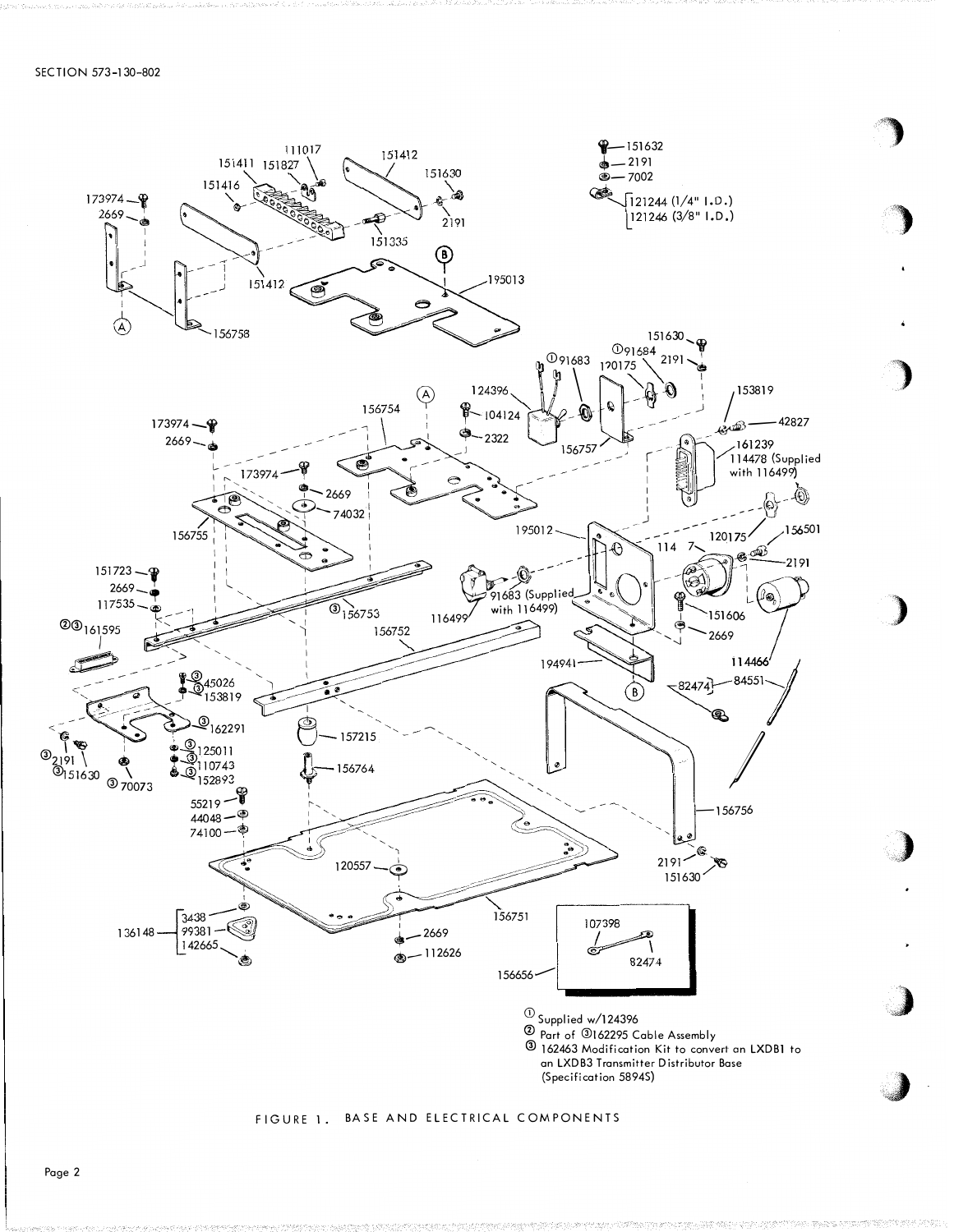① Supplied w/124396

② Part of ③162295 Cable Assembly

③ 162463 Modification Kit to convert an LXDB1 to an LXDB3 Transmitter Distributor Base (Specification 5894S)

FIGURE 1. BASE AND ELECTRICAL COMPONENTS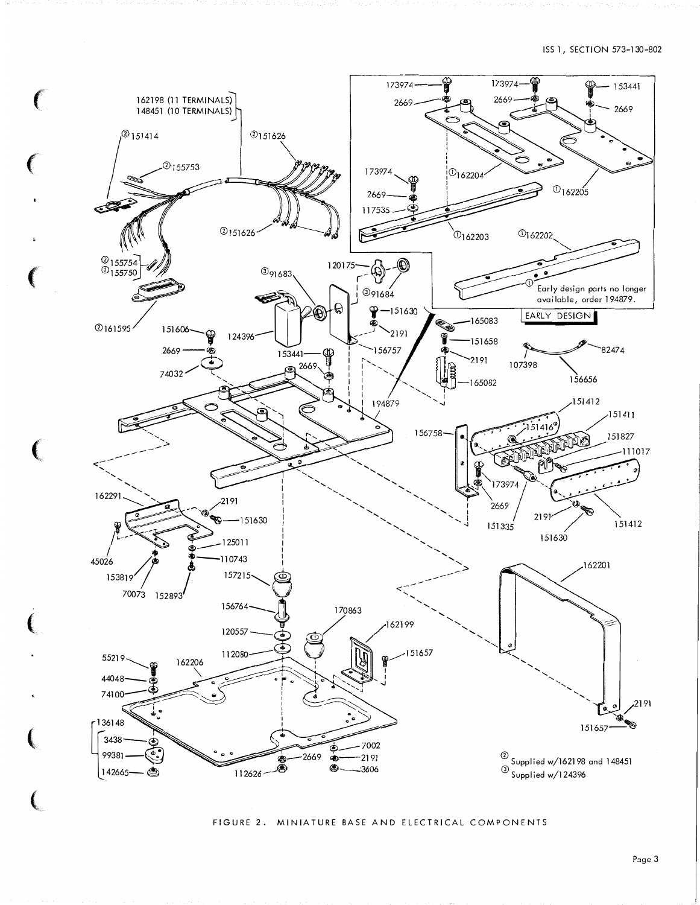FIGURE 2. MINIATURE BASE AND ELECTRICAL COMPONENTS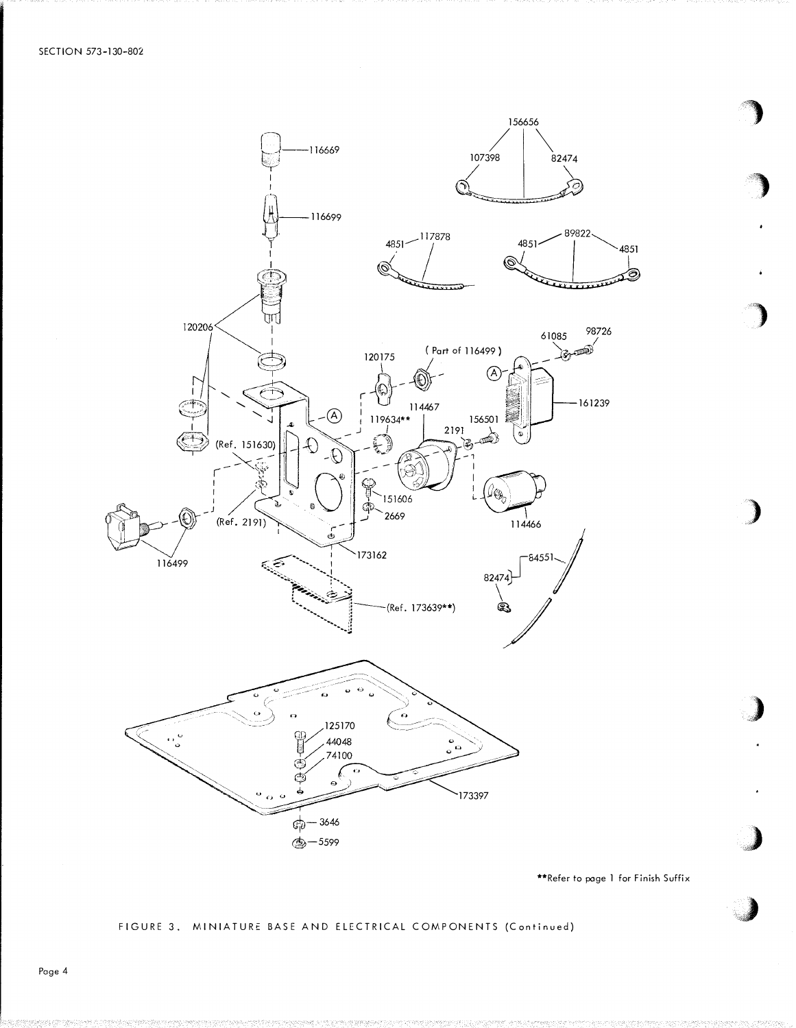**Refer to page 1 for Finish Suffix

FIGURE 3. MINIATURE BASE AND ELECTRICAL COMPONENTS (Continued)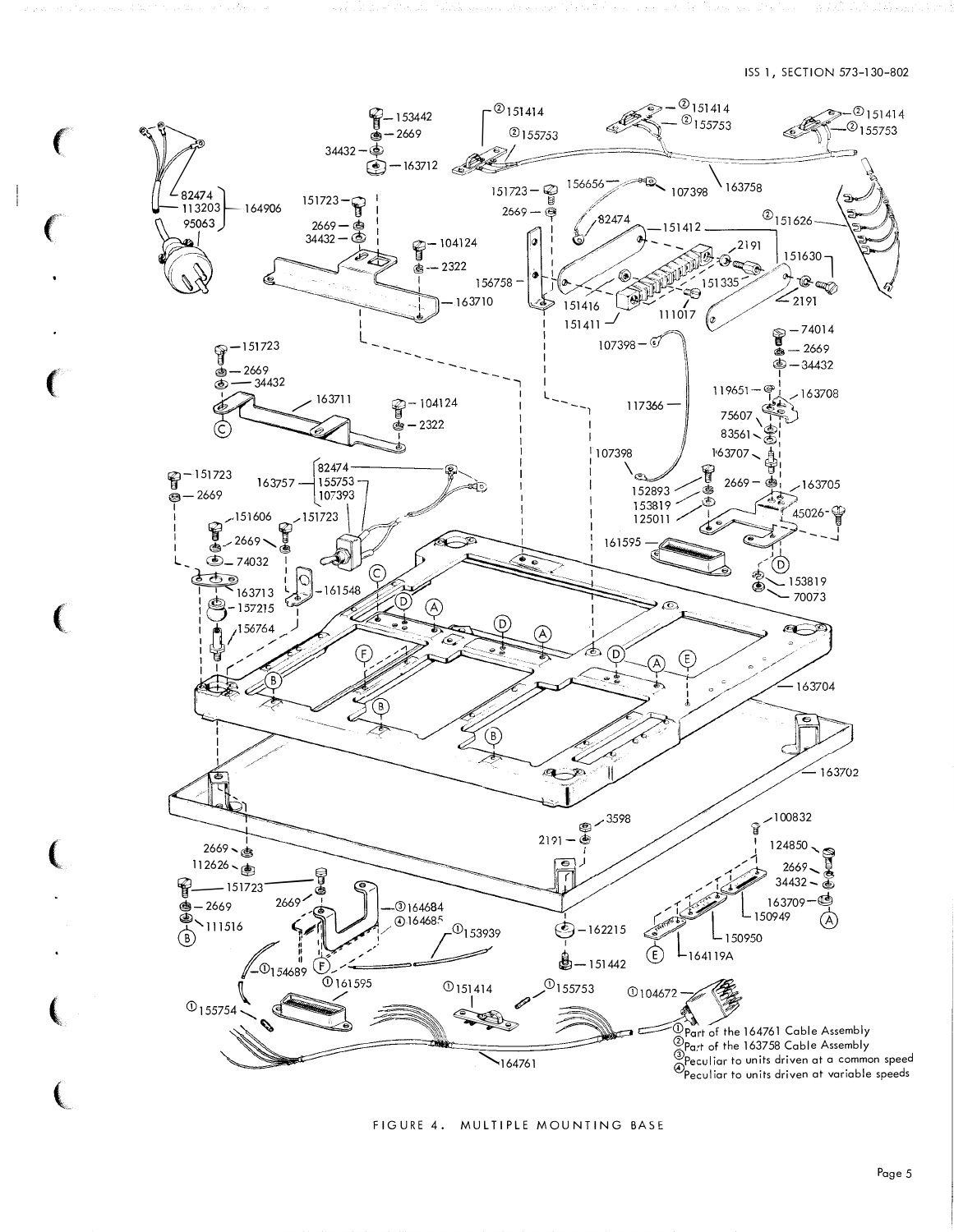FIGURE 4. MULTIPLE MOUNTING BASE

①Part of the 164761 Cable Assembly
②Part of the 163758 Cable Assembly
③Peculiar to units driven at a common speed
④Peculiar to units driven at variable speeds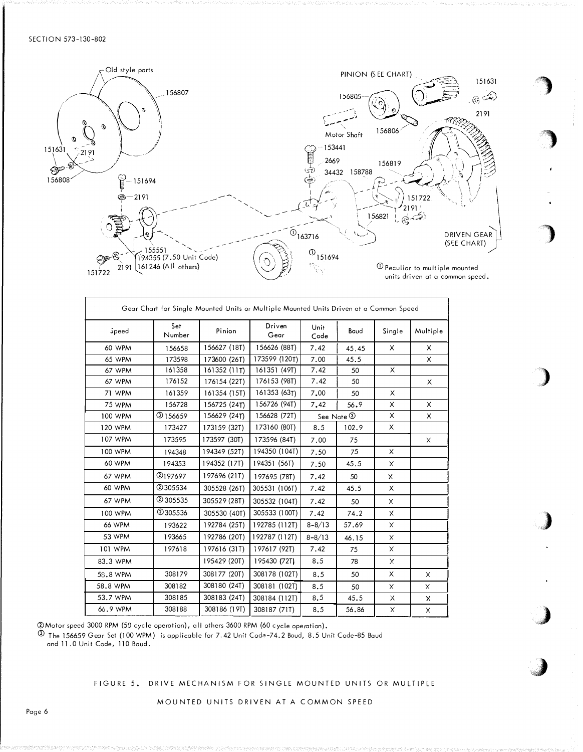Old style parts

156807

151631

2191

156808

151694

2191

155551

194355 (7.50 Unit Code)

161246 (All others)

2191

151722

PINION (SEE CHART)

151631

156805

2191

Motor Shaft

156806

153441

2669

34432 158788

156819

151722

2191

156821

①163716

①151694

DRIVEN GEAR (SEE CHART)

① Peculiar to multiple mounted units driven at a common speed.

| Gear Chart for Single Mounted Units or Multiple Mounted Units Driven at a Common Speed | | | | | | | |
|---|---|---|---|---|---|---|---|
| Speed | Set Number | Pinion | Driven Gear | Unit Code | Baud | Single | Multiple |
| 60 WPM | 156658 | 156627 (18T) | 156626 (88T) | 7.42 | 45.45 | X | X |
| 65 WPM | 173598 | 173600 (26T) | 173599 (120T) | 7.00 | 45.5 | | X |
| 67 WPM | 161358 | 161352 (11T) | 161351 (49T) | 7.42 | 50 | X | |
| 67 WPM | 176152 | 176154 (22T) | 176153 (98T) | 7.42 | 50 | | X |
| 71 WPM | 161359 | 161354 (15T) | 161353 (63T) | 7.00 | 50 | X | |
| 75 WPM | 156728 | 156725 (24T) | 156726 (94T) | 7.42 | 56.9 | X | X |
| 100 WPM | ③156659 | 156629 (24T) | 156628 (72T) | See Note ③ | | X | X |
| 120 WPM | 173427 | 173159 (32T) | 173160 (80T) | 8.5 | 102.9 | X | |
| 107 WPM | 173595 | 173597 (30T) | 173596 (84T) | 7.00 | 75 | | X |
| 100 WPM | 194348 | 194349 (52T) | 194350 (104T) | 7.50 | 75 | X | |
| 60 WPM | 194353 | 194352 (17T) | 194351 (56T) | 7.50 | 45.5 | X | |
| 67 WPM | ②197697 | 197696 (21T) | 197695 (78T) | 7.42 | 50 | X | |
| 60 WPM | ②305534 | 305528 (26T) | 305531 (106T) | 7.42 | 45.5 | X | |
| 67 WPM | ②305535 | 305529 (28T) | 305532 (104T) | 7.42 | 50 | X | |
| 100 WPM | ②305536 | 305530 (40T) | 305533 (100T) | 7.42 | 74.2 | X | |
| 66 WPM | 193622 | 192784 (25T) | 192785 (112T) | 8-8/13 | 57.69 | X | |
| 53 WPM | 193665 | 192786 (20T) | 192787 (112T) | 8-8/13 | 46.15 | X | |
| 101 WPM | 197618 | 197616 (31T) | 197617 (92T) | 7.42 | 75 | X | |
| 83.3 WPM | | 195429 (20T) | 195430 (72T) | 8.5 | 78 | X | |
| 58.8 WPM | 308179 | 308177 (20T) | 308178 (102T) | 8.5 | 50 | X | X |
| 58.8 WPM | 308182 | 308180 (24T) | 308181 (102T) | 8.5 | 50 | X | X |
| 53.7 WPM | 308185 | 308183 (24T) | 308184 (112T) | 8.5 | 45.5 | X | X |
| 66.9 WPM | 308188 | 308186 (19T) | 308187 (71T) | 8.5 | 56.86 | X | X |

② Motor speed 3000 RPM (50 cycle operation), all others 3600 RPM (60 cycle operation).

③ The 156659 Gear Set (100 WPM) is applicable for 7.42 Unit Code-74.2 Baud, 8.5 Unit Code-85 Baud and 11.0 Unit Code, 110 Baud.

FIGURE 5. DRIVE MECHANISM FOR SINGLE MOUNTED UNITS OR MULTIPLE MOUNTED UNITS DRIVEN AT A COMMON SPEED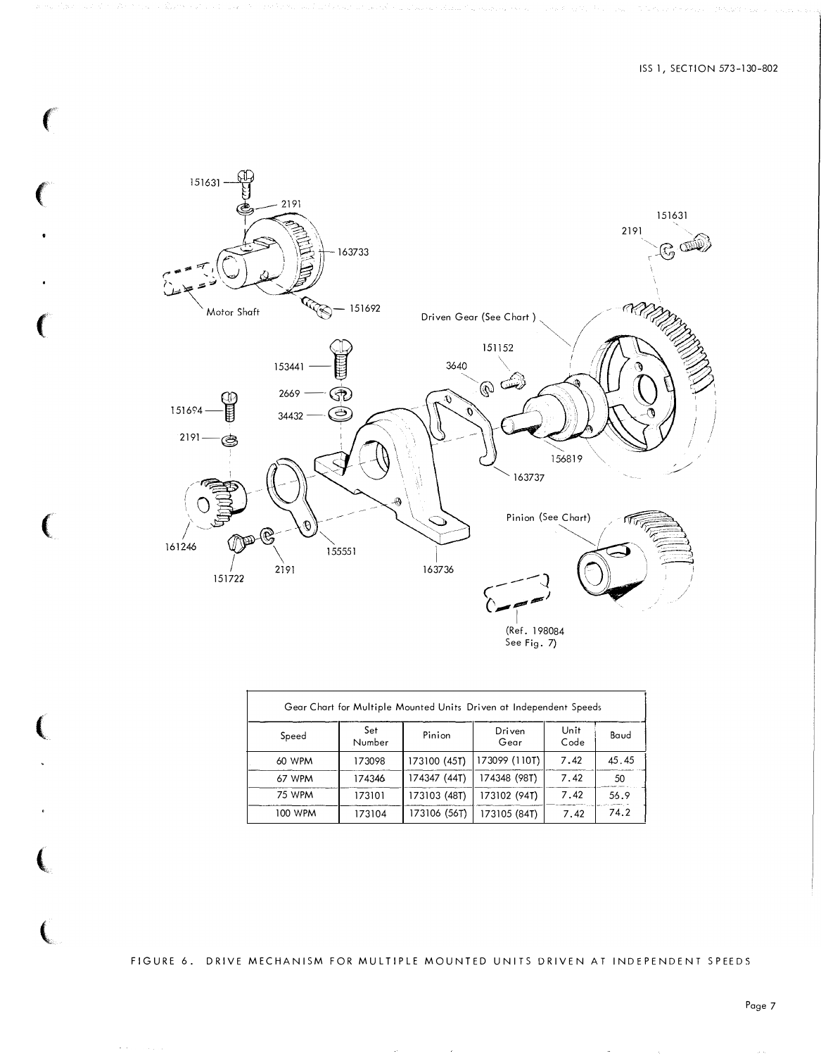151631

2191

163733

Motor Shaft

151692

151631

2191

Driven Gear (See Chart)

151152

3640

153441

2669

34432

151694

2191

156819

163737

161246

151722

2191

155551

163736

Pinion (See Chart)

(Ref. 198084 See Fig. 7)

| Gear Chart for Multiple Mounted Units Driven at Independent Speeds | | | | | |
|---|---|---|---|---|---|
| Speed | Set Number | Pinion | Driven Gear | Unit Code | Baud |
| 60 WPM | 173098 | 173100 (45T) | 173099 (110T) | 7.42 | 45.45 |
| 67 WPM | 174346 | 174347 (44T) | 174348 (98T) | 7.42 | 50 |
| 75 WPM | 173101 | 173103 (48T) | 173102 (94T) | 7.42 | 56.9 |
| 100 WPM | 173104 | 173106 (56T) | 173105 (84T) | 7.42 | 74.2 |

FIGURE 6. DRIVE MECHANISM FOR MULTIPLE MOUNTED UNITS DRIVEN AT INDEPENDENT SPEEDS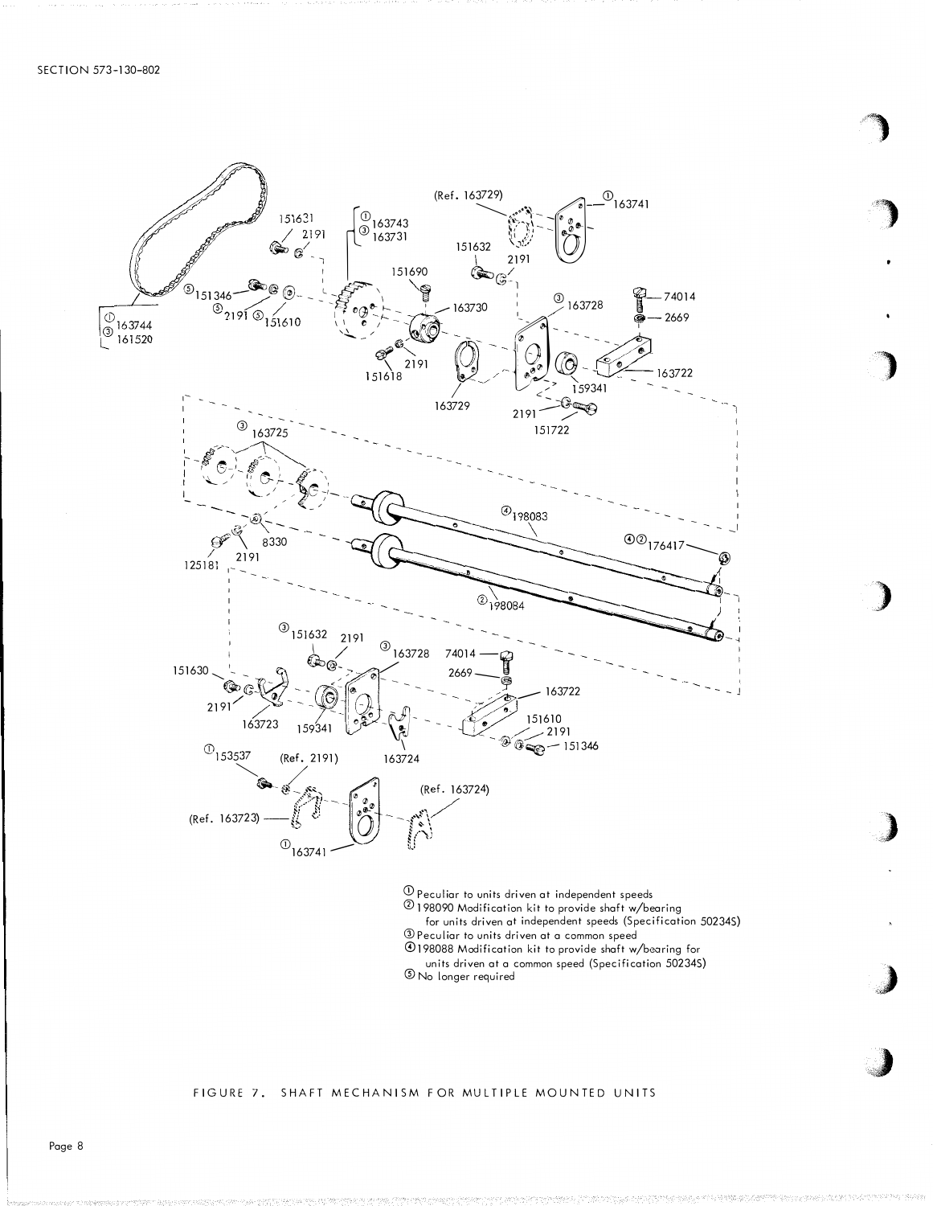① Peculiar to units driven at independent speeds
② 198090 Modification kit to provide shaft w/bearing for units driven at independent speeds (Specification 50234S)
③ Peculiar to units driven at a common speed
④ 198088 Modification kit to provide shaft w/bearing for units driven at a common speed (Specification 50234S)
⑤ No longer required

FIGURE 7. SHAFT MECHANISM FOR MULTIPLE MOUNTED UNITS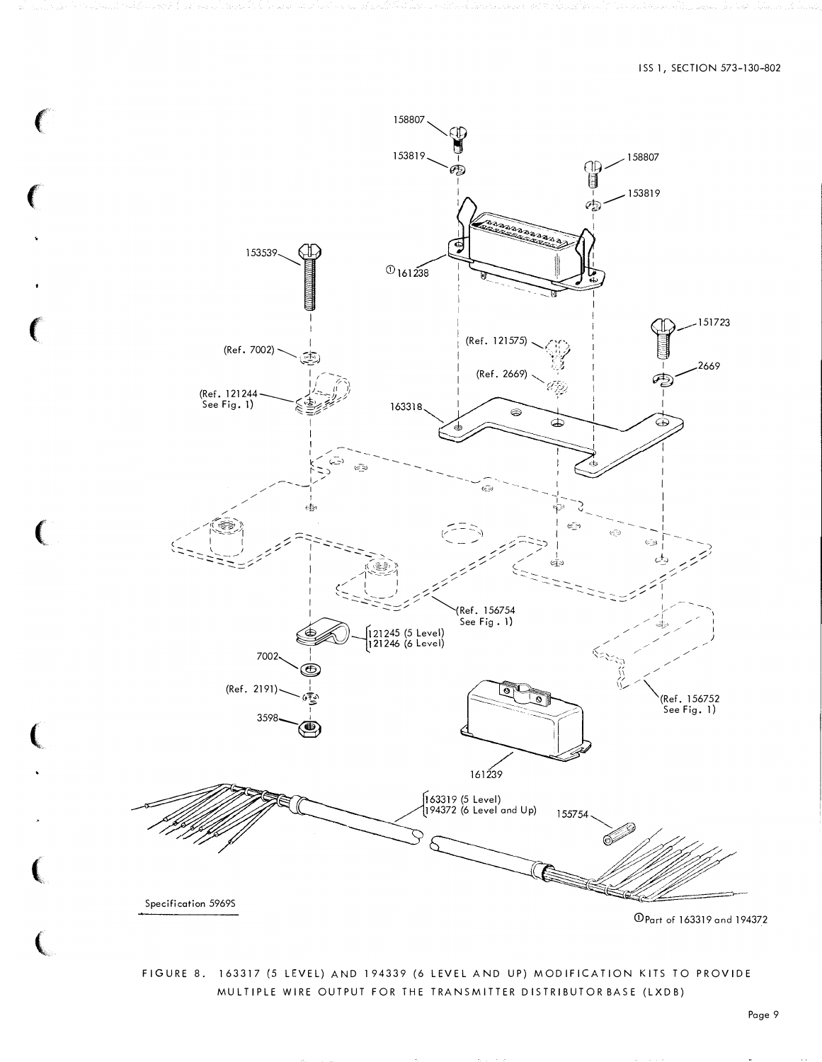158807

153819

158807

153819

153539

① 161238

151723

(Ref. 7002)

(Ref. 121575)

(Ref. 2669)

2669

(Ref. 121244
See Fig. 1)

163318

(Ref. 156754
See Fig. 1)

121245 (5 Level)
121246 (6 Level)

7002

(Ref. 2191)

(Ref. 156752
See Fig. 1)

3598

161239

163319 (5 Level)
194372 (6 Level and Up)

155754

Specification 5969S

①Part of 163319 and 194372

FIGURE 8. 163317 (5 LEVEL) AND 194339 (6 LEVEL AND UP) MODIFICATION KITS TO PROVIDE MULTIPLE WIRE OUTPUT FOR THE TRANSMITTER DISTRIBUTOR BASE (LXDB)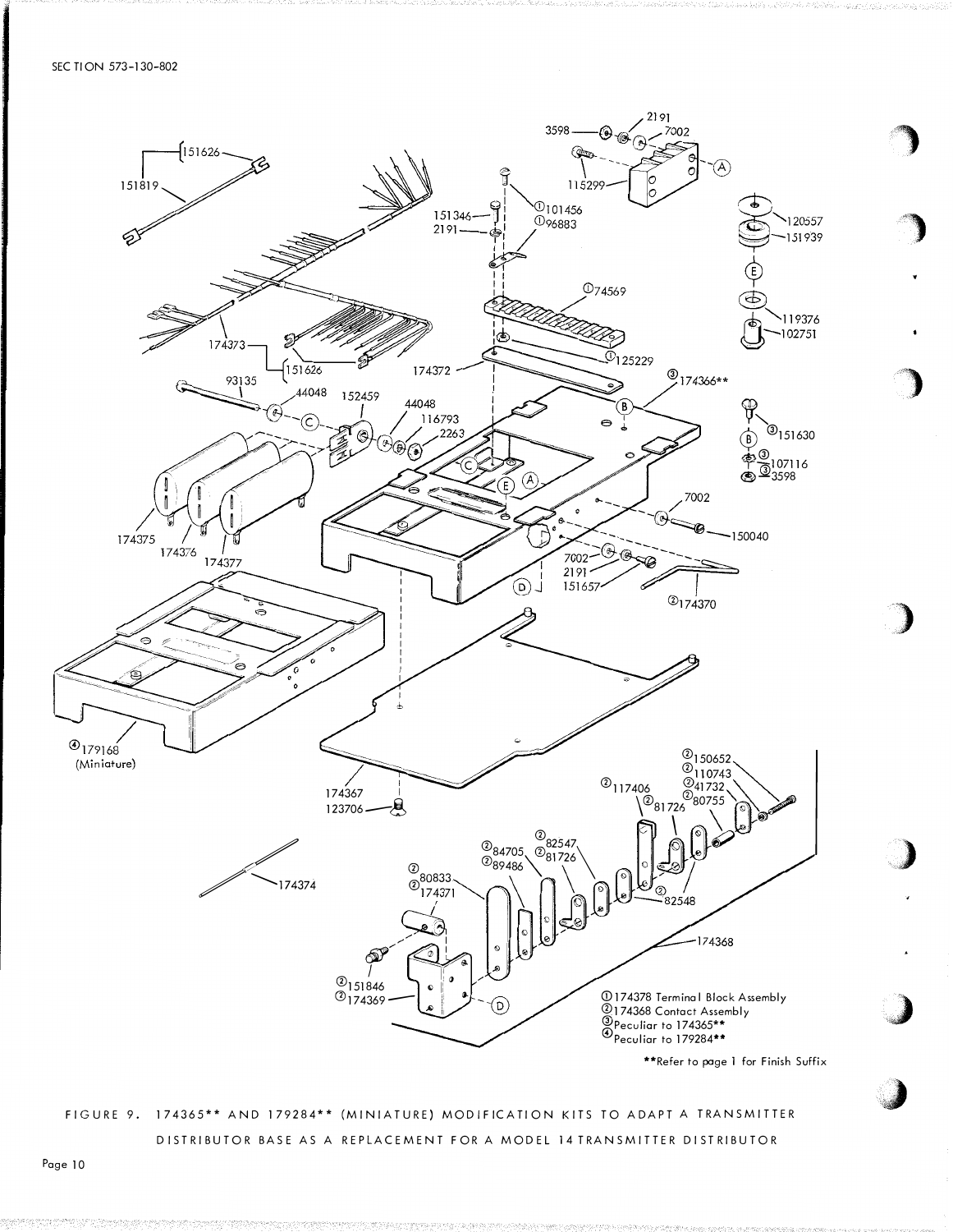①174378 Terminal Block Assembly
②174368 Contact Assembly
③Peculiar to 174365**
④Peculiar to 179284**

**Refer to page 1 for Finish Suffix

FIGURE 9. 174365** AND 179284** (MINIATURE) MODIFICATION KITS TO ADAPT A TRANSMITTER DISTRIBUTOR BASE AS A REPLACEMENT FOR A MODEL 14 TRANSMITTER DISTRIBUTOR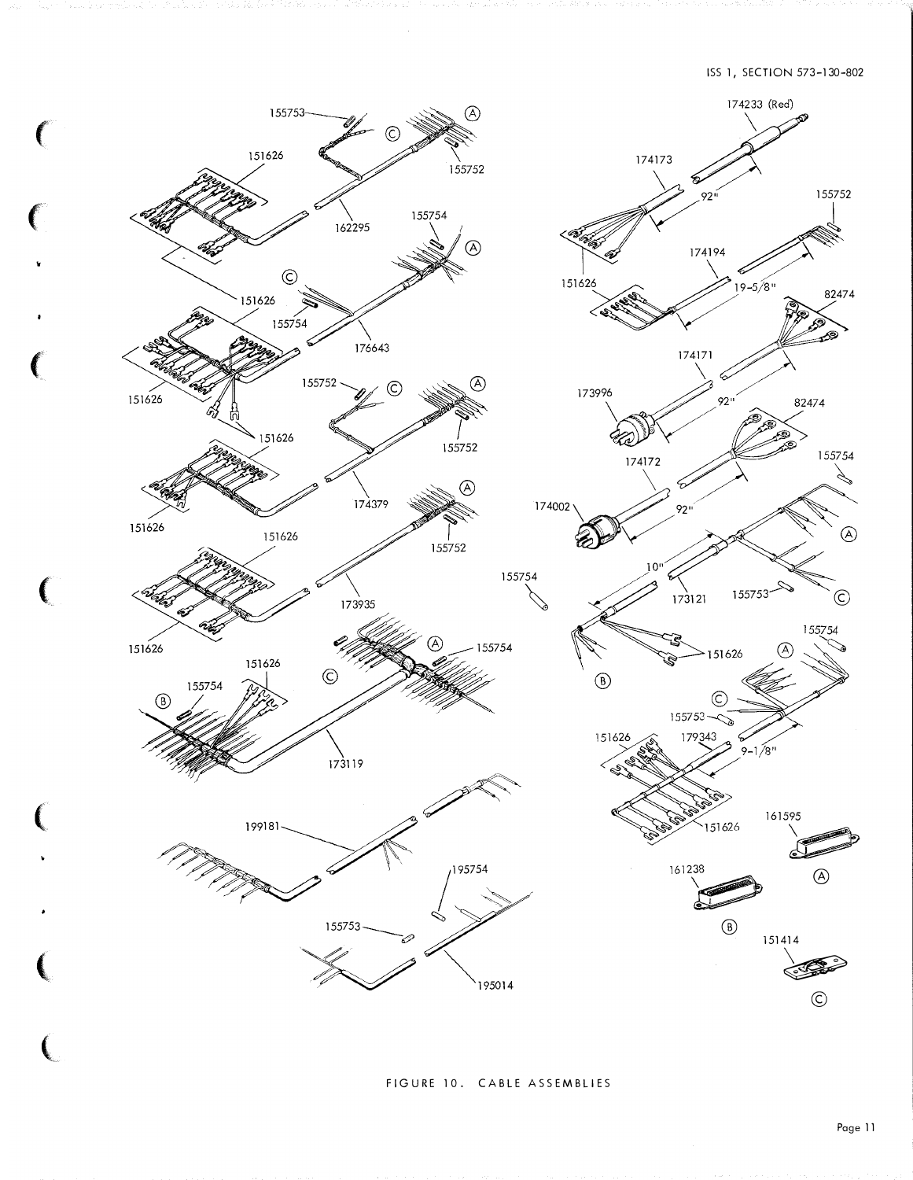FIGURE 10. CABLE ASSEMBLIES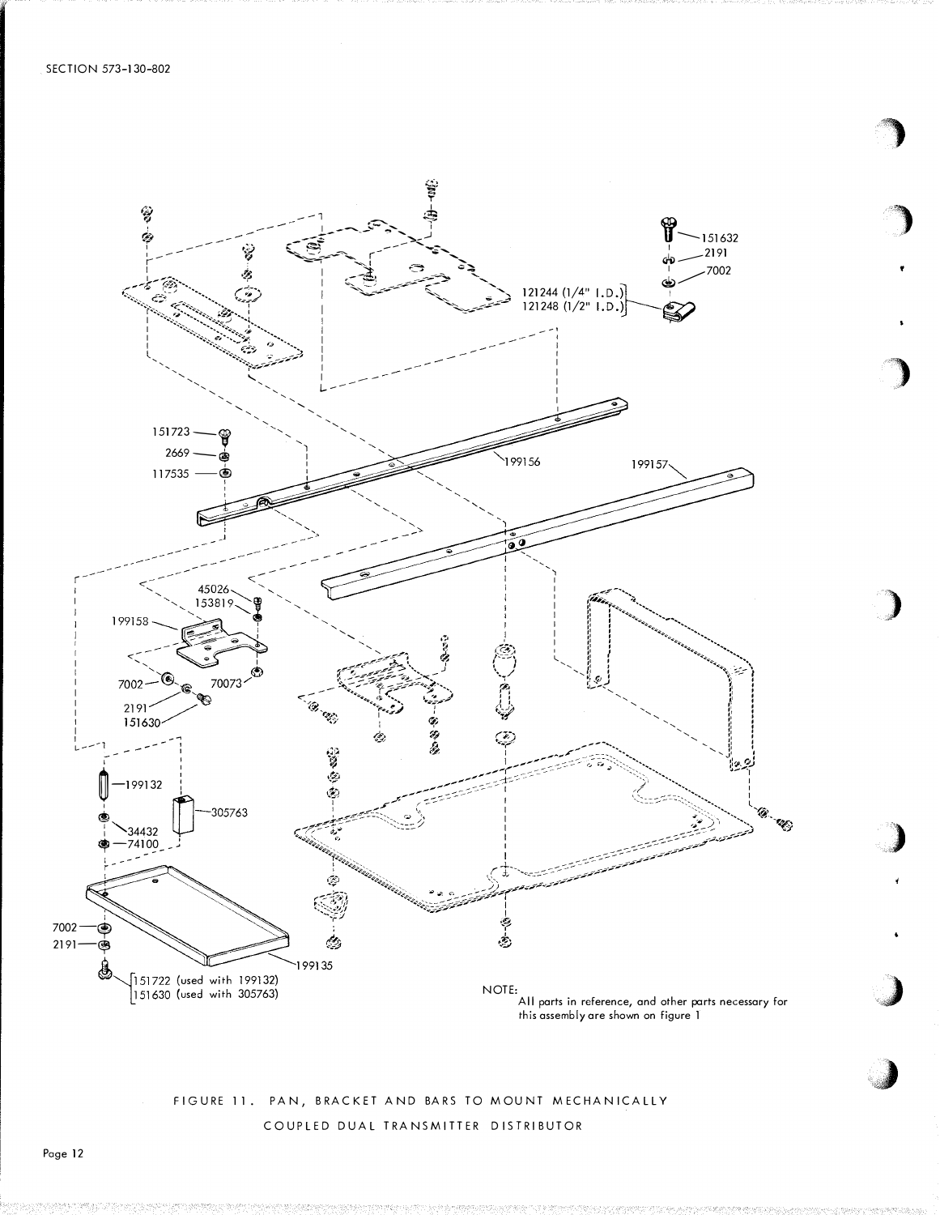121244 (1/4" I.D.)
121248 (1/2" I.D.)

151632
2191
7002

151723
2669
117535

199156

199157

45026
153819
199158

7002
2191
151630
70073

199132
34432
74100
305763

7002
2191
151722 (used with 199132)
151630 (used with 305763)

199135

NOTE:
All parts in reference, and other parts necessary for this assembly are shown on figure 1

FIGURE 11. PAN, BRACKET AND BARS TO MOUNT MECHANICALLY COUPLED DUAL TRANSMITTER DISTRIBUTOR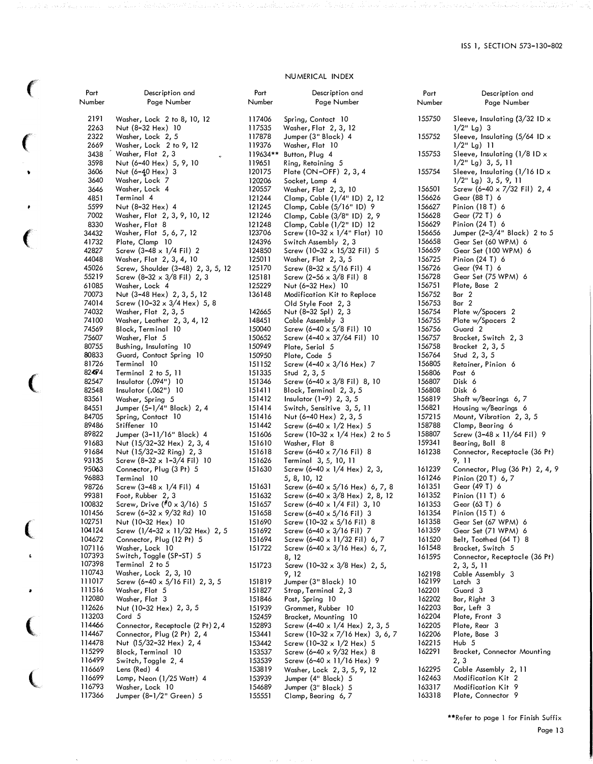## NUMERICAL INDEX

| Part Number | Description and Page Number |
|---|---|
| 2191 | Washer, Lock 2 to 8, 10, 12 |
| 2263 | Nut (8-32 Hex) 10 |
| 2322 | Washer, Lock 2, 5 |
| 2669 | Washer, Lock 2 to 9, 12 |
| 3438 | Washer, Flat 2, 3 |
| 3598 | Nut (6-40 Hex) 5, 9, 10 |
| 3606 | Nut (6-40 Hex) 3 |
| 3640 | Washer, Lock 7 |
| 3646 | Washer, Lock 4 |
| 4851 | Terminal 4 |
| 5599 | Nut (8-32 Hex) 4 |
| 7002 | Washer, Flat 2, 3, 9, 10, 12 |
| 8330 | Washer, Flat 8 |
| 34432 | Washer, Flat 5, 6, 7, 12 |
| 41732 | Plate, Clamp 10 |
| 42827 | Screw (3-48 x 1/4 Fil) 2 |
| 44048 | Washer, Flat 2, 3, 4, 10 |
| 45026 | Screw, Shoulder (3-48) 2, 3, 5, 12 |
| 55219 | Screw (8-32 x 3/8 Fil) 2, 3 |
| 61085 | Washer, Lock 4 |
| 70073 | Nut (3-48 Hex) 2, 3, 5, 12 |
| 74014 | Screw (10-32 x 3/4 Hex) 5, 8 |
| 74032 | Washer, Flat 2, 3, 5 |
| 74100 | Washer, Leather 2, 3, 4, 12 |
| 74569 | Block, Terminal 10 |
| 75607 | Washer, Flat 5 |
| 80755 | Bushing, Insulating 10 |
| 80833 | Guard, Contact Spring 10 |
| 81726 | Terminal 10 |
| 82474 | Terminal 2 to 5, 11 |
| 82547 | Insulator (.094") 10 |
| 82548 | Insulator (.062") 10 |
| 83561 | Washer, Spring 5 |
| 84551 | Jumper (5-1/4" Black) 2, 4 |
| 84705 | Spring, Contact 10 |
| 89486 | Stiffener 10 |
| 89822 | Jumper (3-11/16" Black) 4 |
| 91683 | Nut (15/32-32 Hex) 2, 3, 4 |
| 91684 | Nut (15/32-32 Ring) 2, 3 |
| 93135 | Screw (8-32 x 1-3/4 Fil) 10 |
| 95063 | Connector, Plug (3 Pt) 5 |
| 96883 | Terminal 10 |
| 98726 | Screw (3-48 x 1/4 Fil) 4 |
| 99381 | Foot, Rubber 2, 3 |
| 100832 | Screw, Drive (#0 x 3/16) 5 |
| 101456 | Screw (6-32 x 9/32 Rd) 10 |
| 102751 | Nut (10-32 Hex) 10 |
| 104124 | Screw (1/4-32 x 11/32 Hex) 2, 5 |
| 104672 | Connector, Plug (12 Pt) 5 |
| 107116 | Washer, Lock 10 |
| 107393 | Switch, Toggle (SP-ST) 5 |
| 107398 | Terminal 2 to 5 |
| 110743 | Washer, Lock 2, 3, 10 |
| 111017 | Screw (6-40 x 5/16 Fil) 2, 3, 5 |
| 111516 | Washer, Flat 5 |
| 112080 | Washer, Flat 3 |
| 112626 | Nut (10-32 Hex) 2, 3, 5 |
| 113203 | Cord 5 |
| 114466 | Connector, Receptacle (2 Pt) 2, 4 |
| 114467 | Connector, Plug (2 Pt) 2, 4 |
| 114478 | Nut (15/32-32 Hex) 2, 4 |
| 115299 | Block, Terminal 10 |
| 116499 | Switch, Toggle 2, 4 |
| 116669 | Lens (Red) 4 |
| 116699 | Lamp, Neon (1/25 Watt) 4 |
| 116793 | Washer, Lock 10 |
| 117366 | Jumper (8-1/2" Green) 5 |
| 117406 | Spring, Contact 10 |
| 117535 | Washer, Flat 2, 3, 12 |
| 117878 | Jumper (3" Black) 4 |
| 119376 | Washer, Flat 10 |
| 119634** | Button, Plug 4 |
| 119651 | Ring, Retaining 5 |
| 120175 | Plate (ON-OFF) 2, 3, 4 |
| 120206 | Socket, Lamp 4 |
| 120557 | Washer, Flat 2, 3, 10 |
| 121244 | Clamp, Cable (1/4" ID) 2, 12 |
| 121245 | Clamp, Cable (5/16" ID) 9 |
| 121246 | Clamp, Cable (3/8" ID) 2, 9 |
| 121248 | Clamp, Cable (1/2" ID) 12 |
| 123706 | Screw (10-32 x 1/4" Flat) 10 |
| 124396 | Switch Assembly 2, 3 |
| 124850 | Screw (10-32 x 15/32 Fil) 5 |
| 125011 | Washer, Flat 2, 3, 5 |
| 125170 | Screw (8-32 x 5/16 Fil) 4 |
| 125181 | Screw (2-56 x 3/8 Fil) 8 |
| 125229 | Nut (6-32 Hex) 10 |
| 136148 | Modification Kit to Replace Old Style Foot 2, 3 |
| 142665 | Nut (8-32 Spl) 2, 3 |
| 148451 | Cable Assembly 3 |
| 150040 | Screw (6-40 x 5/8 Fil) 10 |
| 150652 | Screw (4-40 x 37/64 Fil) 10 |
| 150949 | Plate, Serial 5 |
| 150950 | Plate, Code 5 |
| 151152 | Screw (4-40 x 3/16 Hex) 7 |
| 151335 | Stud 2, 3, 5 |
| 151346 | Screw (6-40 x 3/8 Fil) 8, 10 |
| 151411 | Block, Terminal 2, 3, 5 |
| 151412 | Insulator (1-9) 2, 3, 5 |
| 151414 | Switch, Sensitive 3, 5, 11 |
| 151416 | Nut (6-40 Hex) 2, 3, 5 |
| 151442 | Screw (6-40 x 1/2 Hex) 5 |
| 151606 | Screw (10-32 x 1/4 Hex) 2 to 5 |
| 151610 | Washer, Flat 8 |
| 151618 | Screw (6-40 x 7/16 Fil) 8 |
| 151626 | Terminal 3, 5, 10, 11 |
| 151630 | Screw (6-40 x 1/4 Hex) 2, 3, 5, 8, 10, 12 |
| 151631 | Screw (6-40 x 5/16 Hex) 6, 7, 8 |
| 151632 | Screw (6-40 x 3/8 Hex) 2, 8, 12 |
| 151657 | Screw (6-40 x 1/4 Fil) 3, 10 |
| 151658 | Screw (6-40 x 5/16 Fil) 3 |
| 151690 | Screw (10-32 x 5/16 Fil) 8 |
| 151692 | Screw (6-40 x 3/16 Fil) 7 |
| 151694 | Screw (6-40 x 11/32 Fil) 6, 7 |
| 151722 | Screw (6-40 x 3/16 Hex) 6, 7, 8, 12 |
| 151723 | Screw (10-32 x 3/8 Hex) 2, 5, 9, 12 |
| 151819 | Jumper (3" Black) 10 |
| 151827 | Strap, Terminal 2, 3 |
| 151846 | Post, Spring 10 |
| 151939 | Grommet, Rubber 10 |
| 152459 | Bracket, Mounting 10 |
| 152893 | Screw (4-40 x 1/4 Hex) 2, 3, 5 |
| 153441 | Screw (10-32 x 7/16 Hex) 3, 6, 7 |
| 153442 | Screw (10-32 x 1/2 Hex) 5 |
| 153537 | Screw (6-40 x 9/32 Hex) 8 |
| 153539 | Screw (6-40 x 11/16 Hex) 9 |
| 153819 | Washer, Lock 2, 3, 5, 9, 12 |
| 153939 | Jumper (4" Black) 5 |
| 154689 | Jumper (3" Black) 5 |
| 155551 | Clamp, Bearing 6, 7 |
| 155750 | Sleeve, Insulating (3/32 ID x 1/2" Lg) 3 |
| 155752 | Sleeve, Insulating (5/64 ID x 1/2" Lg) 11 |
| 155753 | Sleeve, Insulating (1/8 ID x 1/2" Lg) 3, 5, 11 |
| 155754 | Sleeve, Insulating (1/16 ID x 1/2" Lg) 3, 5, 9, 11 |
| 156501 | Screw (6-40 x 7/32 Fil) 2, 4 |
| 156626 | Gear (88 T) 6 |
| 156627 | Pinion (18 T) 6 |
| 156628 | Gear (72 T) 6 |
| 156629 | Pinion (24 T) 6 |
| 156656 | Jumper (2-3/4" Black) 2 to 5 |
| 156658 | Gear Set (60 WPM) 6 |
| 156659 | Gear Set (100 WPM) 6 |
| 156725 | Pinion (24 T) 6 |
| 156726 | Gear (94 T) 6 |
| 156728 | Gear Set (75 WPM) 6 |
| 156751 | Plate, Base 2 |
| 156752 | Bar 2 |
| 156753 | Bar 2 |
| 156754 | Plate w/Spacers 2 |
| 156755 | Plate w/Spacers 2 |
| 156756 | Guard 2 |
| 156757 | Bracket, Switch 2, 3 |
| 156758 | Bracket 2, 3, 5 |
| 156764 | Stud 2, 3, 5 |
| 156805 | Retainer, Pinion 6 |
| 156806 | Post 6 |
| 156807 | Disk 6 |
| 156808 | Disk 6 |
| 156819 | Shaft w/Bearings 6, 7 |
| 156821 | Housing w/Bearings 6 |
| 157215 | Mount, Vibration 2, 3, 5 |
| 158788 | Clamp, Bearing 6 |
| 158807 | Screw (3-48 x 11/64 Fil) 9 |
| 159341 | Bearing, Ball 8 |
| 161238 | Connector, Receptacle (36 Pt) 9, 11 |
| 161239 | Connector, Plug (36 Pt) 2, 4, 9 |
| 161246 | Pinion (20 T) 6, 7 |
| 161351 | Gear (49 T) 6 |
| 161352 | Pinion (11 T) 6 |
| 161353 | Gear (63 T) 6 |
| 161354 | Pinion (15 T) 6 |
| 161358 | Gear Set (67 WPM) 6 |
| 161359 | Gear Set (71 WPM) 6 |
| 161520 | Belt, Toothed (64 T) 8 |
| 161548 | Bracket, Switch 5 |
| 161595 | Connector, Receptacle (36 Pt) 2, 3, 5, 11 |
| 162198 | Cable Assembly 3 |
| 162199 | Latch 3 |
| 162201 | Guard 3 |
| 162202 | Bar, Right 3 |
| 162203 | Bar, Left 3 |
| 162204 | Plate, Front 3 |
| 162205 | Plate, Rear 3 |
| 162206 | Plate, Base 3 |
| 162215 | Hub 5 |
| 162291 | Bracket, Connector Mounting 2, 3 |
| 162295 | Cable Assembly 2, 11 |
| 162463 | Modification Kit 2 |
| 163317 | Modification Kit 9 |
| 163318 | Plate, Connector 9 |

**Refer to page 1 for Finish Suffix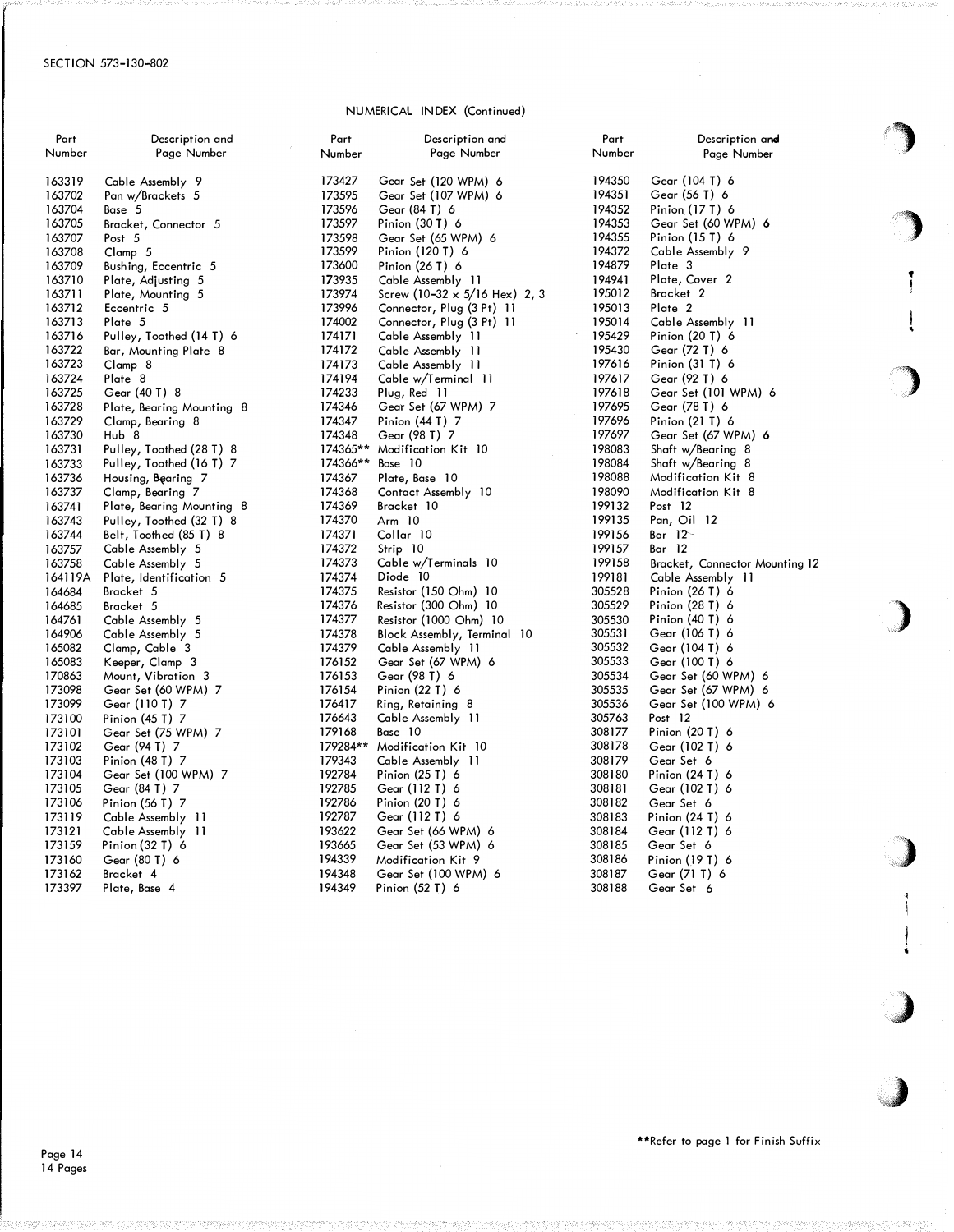NUMERICAL INDEX (Continued)

| Part Number | Description and Page Number | Part Number | Description and Page Number | Part Number | Description and Page Number |
|---|---|---|---|---|---|
| 163319 | Cable Assembly 9 | 173427 | Gear Set (120 WPM) 6 | 194350 | Gear (104 T) 6 |
| 163702 | Pan w/Brackets 5 | 173595 | Gear Set (107 WPM) 6 | 194351 | Gear (56 T) 6 |
| 163704 | Base 5 | 173596 | Gear (84 T) 6 | 194352 | Pinion (17 T) 6 |
| 163705 | Bracket, Connector 5 | 173597 | Pinion (30 T) 6 | 194353 | Gear Set (60 WPM) 6 |
| 163707 | Post 5 | 173598 | Gear Set (65 WPM) 6 | 194355 | Pinion (15 T) 6 |
| 163708 | Clamp 5 | 173599 | Pinion (120 T) 6 | 194372 | Cable Assembly 9 |
| 163709 | Bushing, Eccentric 5 | 173600 | Pinion (26 T) 6 | 194879 | Plate 3 |
| 163710 | Plate, Adjusting 5 | 173935 | Cable Assembly 11 | 194941 | Plate, Cover 2 |
| 163711 | Plate, Mounting 5 | 173974 | Screw (10-32 x 5/16 Hex) 2, 3 | 195012 | Bracket 2 |
| 163712 | Eccentric 5 | 173996 | Connector, Plug (3 Pt) 11 | 195013 | Plate 2 |
| 163713 | Plate 5 | 174002 | Connector, Plug (3 Pt) 11 | 195014 | Cable Assembly 11 |
| 163716 | Pulley, Toothed (14 T) 6 | 174171 | Cable Assembly 11 | 195429 | Pinion (20 T) 6 |
| 163722 | Bar, Mounting Plate 8 | 174172 | Cable Assembly 11 | 195430 | Gear (72 T) 6 |
| 163723 | Clamp 8 | 174173 | Cable Assembly 11 | 197616 | Pinion (31 T) 6 |
| 163724 | Plate 8 | 174194 | Cable w/Terminal 11 | 197617 | Gear (92 T) 6 |
| 163725 | Gear (40 T) 8 | 174233 | Plug, Red 11 | 197618 | Gear Set (101 WPM) 6 |
| 163728 | Plate, Bearing Mounting 8 | 174346 | Gear Set (67 WPM) 7 | 197695 | Gear (78 T) 6 |
| 163729 | Clamp, Bearing 8 | 174347 | Pinion (44 T) 7 | 197696 | Pinion (21 T) 6 |
| 163730 | Hub 8 | 174348 | Gear (98 T) 7 | 197697 | Gear Set (67 WPM) 6 |
| 163731 | Pulley, Toothed (28 T) 8 | 174365** | Modification Kit 10 | 198083 | Shaft w/Bearing 8 |
| 163733 | Pulley, Toothed (16 T) 7 | 174366** | Base 10 | 198084 | Shaft w/Bearing 8 |
| 163736 | Housing, Bearing 7 | 174367 | Plate, Base 10 | 198088 | Modification Kit 8 |
| 163737 | Clamp, Bearing 7 | 174368 | Contact Assembly 10 | 198090 | Modification Kit 8 |
| 163741 | Plate, Bearing Mounting 8 | 174369 | Bracket 10 | 199132 | Post 12 |
| 163743 | Pulley, Toothed (32 T) 8 | 174370 | Arm 10 | 199135 | Pan, Oil 12 |
| 163744 | Belt, Toothed (85 T) 8 | 174371 | Collar 10 | 199156 | Bar 12 |
| 163757 | Cable Assembly 5 | 174372 | Strip 10 | 199157 | Bar 12 |
| 163758 | Cable Assembly 5 | 174373 | Cable w/Terminals 10 | 199158 | Bracket, Connector Mounting 12 |
| 164119A | Plate, Identification 5 | 174374 | Diode 10 | 199181 | Cable Assembly 11 |
| 164684 | Bracket 5 | 174375 | Resistor (150 Ohm) 10 | 305528 | Pinion (26 T) 6 |
| 164685 | Bracket 5 | 174376 | Resistor (300 Ohm) 10 | 305529 | Pinion (28 T) 6 |
| 164761 | Cable Assembly 5 | 174377 | Resistor (1000 Ohm) 10 | 305530 | Pinion (40 T) 6 |
| 164906 | Cable Assembly 5 | 174378 | Block Assembly, Terminal 10 | 305531 | Gear (106 T) 6 |
| 165082 | Clamp, Cable 3 | 174379 | Cable Assembly 11 | 305532 | Gear (104 T) 6 |
| 165083 | Keeper, Clamp 3 | 176152 | Gear Set (67 WPM) 6 | 305533 | Gear (100 T) 6 |
| 170863 | Mount, Vibration 3 | 176153 | Gear (98 T) 6 | 305534 | Gear Set (60 WPM) 6 |
| 173098 | Gear Set (60 WPM) 7 | 176154 | Pinion (22 T) 6 | 305535 | Gear Set (67 WPM) 6 |
| 173099 | Gear (110 T) 7 | 176417 | Ring, Retaining 8 | 305536 | Gear Set (100 WPM) 6 |
| 173100 | Pinion (45 T) 7 | 176643 | Cable Assembly 11 | 305763 | Post 12 |
| 173101 | Gear Set (75 WPM) 7 | 179168 | Base 10 | 308177 | Pinion (20 T) 6 |
| 173102 | Gear (94 T) 7 | 179284** | Modification Kit 10 | 308178 | Gear (102 T) 6 |
| 173103 | Pinion (48 T) 7 | 179343 | Cable Assembly 11 | 308179 | Gear Set 6 |
| 173104 | Gear Set (100 WPM) 7 | 192784 | Pinion (25 T) 6 | 308180 | Pinion (24 T) 6 |
| 173105 | Gear (84 T) 7 | 192785 | Gear (112 T) 6 | 308181 | Gear (102 T) 6 |
| 173106 | Pinion (56 T) 7 | 192786 | Pinion (20 T) 6 | 308182 | Gear Set 6 |
| 173119 | Cable Assembly 11 | 192787 | Gear (112 T) 6 | 308183 | Pinion (24 T) 6 |
| 173121 | Cable Assembly 11 | 193622 | Gear Set (66 WPM) 6 | 308184 | Gear (112 T) 6 |
| 173159 | Pinion (32 T) 6 | 193665 | Gear Set (53 WPM) 6 | 308185 | Gear Set 6 |
| 173160 | Gear (80 T) 6 | 194339 | Modification Kit 9 | 308186 | Pinion (19 T) 6 |
| 173162 | Bracket 4 | 194348 | Gear Set (100 WPM) 6 | 308187 | Gear (71 T) 6 |
| 173397 | Plate, Base 4 | 194349 | Pinion (52 T) 6 | 308188 | Gear Set 6 |

**Refer to page 1 for Finish Suffix